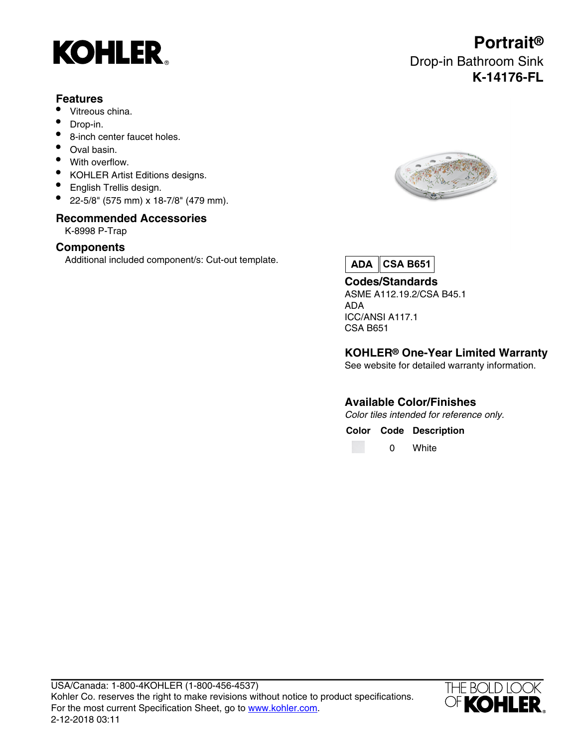KOHLER

# Portrait®

Drop-in Bathroom Sink

**K-14176-FL**

## Features

- Vitreous china.
- Drop-in.
- 8-inch center faucet holes.
- Oval basin.
- With overflow.
- KOHLER Artist Editions designs.
- English Trellis design.
- 22-5/8" (575 mm) x 18-7/8" (479 mm).

## Recommended Accessories

K-8998 P-Trap

## Components

Additional included component/s: Cut-out template.

**ADA** | **CSA B651**

## Codes/Standards

ASME A112.19.2/CSA B45.1
ADA
ICC/ANSI A117.1
CSA B651

## KOHLER® One-Year Limited Warranty

See website for detailed warranty information.

## Available Color/Finishes

*Color tiles intended for reference only.*

| Color | Code | Description |
| --- | --- | --- |
| | 0 | White |

USA/Canada: 1-800-4KOHLER (1-800-456-4537)
Kohler Co. reserves the right to make revisions without notice to product specifications.
For the most current Specification Sheet, go to [www.kohler.com](http://www.kohler.com).
2-12-2018 03:11

THE BOLD LOOK OF KOHLER.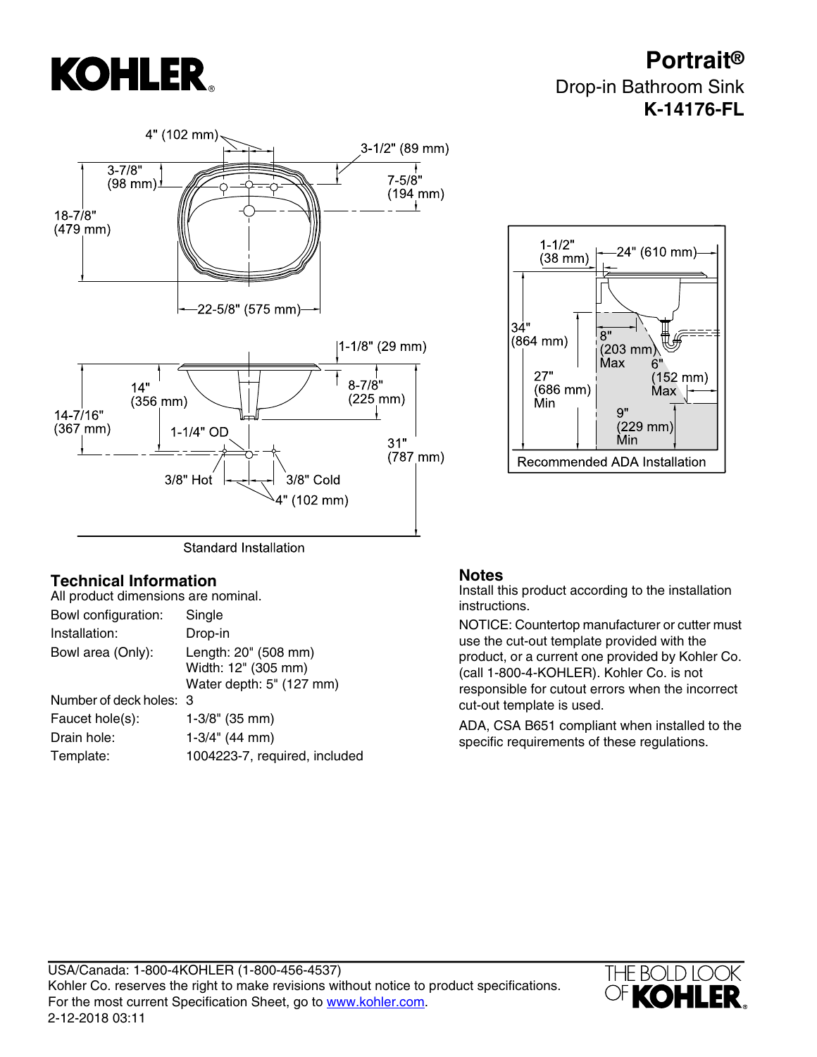# KOHLER

## Portrait®

Drop-in Bathroom Sink

**K-14176-FL**

4" (102 mm)

3-1/2" (89 mm)

3-7/8" (98 mm)

7-5/8" (194 mm)

18-7/8" (479 mm)

22-5/8" (575 mm)

1-1/8" (29 mm)

14" (356 mm)

8-7/8" (225 mm)

14-7/16" (367 mm)

1-1/4" OD

31" (787 mm)

3/8" Hot

3/8" Cold

4" (102 mm)

Standard Installation

1-1/2" (38 mm)

24" (610 mm)

34" (864 mm)

8" (203 mm) Max

6" (152 mm) Max

27" (686 mm) Min

9" (229 mm) Min

Recommended ADA Installation

### Technical Information

All product dimensions are nominal.

| | |
|---|---|
| Bowl configuration: | Single |
| Installation: | Drop-in |
| Bowl area (Only): | Length: 20" (508 mm)<br>Width: 12" (305 mm)<br>Water depth: 5" (127 mm) |
| Number of deck holes: | 3 |
| Faucet hole(s): | 1-3/8" (35 mm) |
| Drain hole: | 1-3/4" (44 mm) |
| Template: | 1004223-7, required, included |

### Notes

Install this product according to the installation instructions.

NOTICE: Countertop manufacturer or cutter must use the cut-out template provided with the product, or a current one provided by Kohler Co. (call 1-800-4-KOHLER). Kohler Co. is not responsible for cutout errors when the incorrect cut-out template is used.

ADA, CSA B651 compliant when installed to the specific requirements of these regulations.

USA/Canada: 1-800-4KOHLER (1-800-456-4537)
Kohler Co. reserves the right to make revisions without notice to product specifications.
For the most current Specification Sheet, go to www.kohler.com.
2-12-2018 03:11

THE BOLD LOOK OF KOHLER.